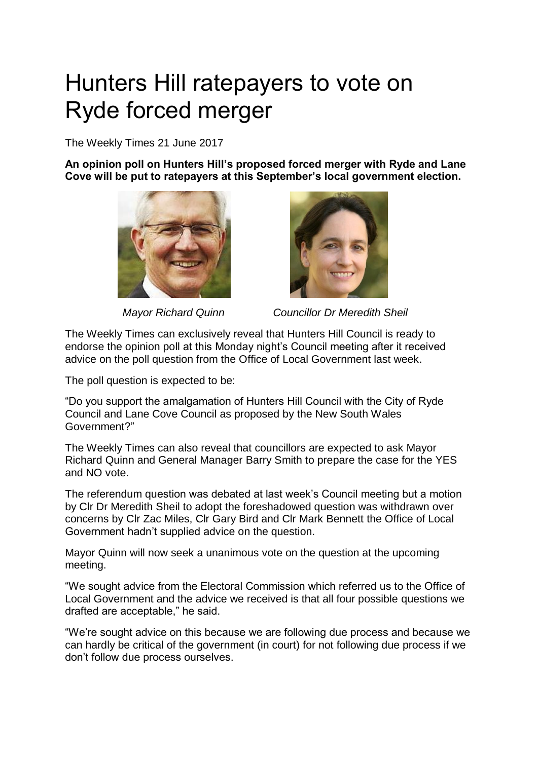# Hunters Hill ratepayers to vote on Ryde forced merger

The Weekly Times 21 June 2017

**An opinion poll on Hunters Hill's proposed forced merger with Ryde and Lane Cove will be put to ratepayers at this September's local government election.**

*Mayor Richard Quinn* *Councillor Dr Meredith Sheil*

The Weekly Times can exclusively reveal that Hunters Hill Council is ready to endorse the opinion poll at this Monday night's Council meeting after it received advice on the poll question from the Office of Local Government last week.

The poll question is expected to be:

"Do you support the amalgamation of Hunters Hill Council with the City of Ryde Council and Lane Cove Council as proposed by the New South Wales Government?"

The Weekly Times can also reveal that councillors are expected to ask Mayor Richard Quinn and General Manager Barry Smith to prepare the case for the YES and NO vote.

The referendum question was debated at last week's Council meeting but a motion by Clr Dr Meredith Sheil to adopt the foreshadowed question was withdrawn over concerns by Clr Zac Miles, Clr Gary Bird and Clr Mark Bennett the Office of Local Government hadn't supplied advice on the question.

Mayor Quinn will now seek a unanimous vote on the question at the upcoming meeting.

"We sought advice from the Electoral Commission which referred us to the Office of Local Government and the advice we received is that all four possible questions we drafted are acceptable," he said.

"We're sought advice on this because we are following due process and because we can hardly be critical of the government (in court) for not following due process if we don't follow due process ourselves.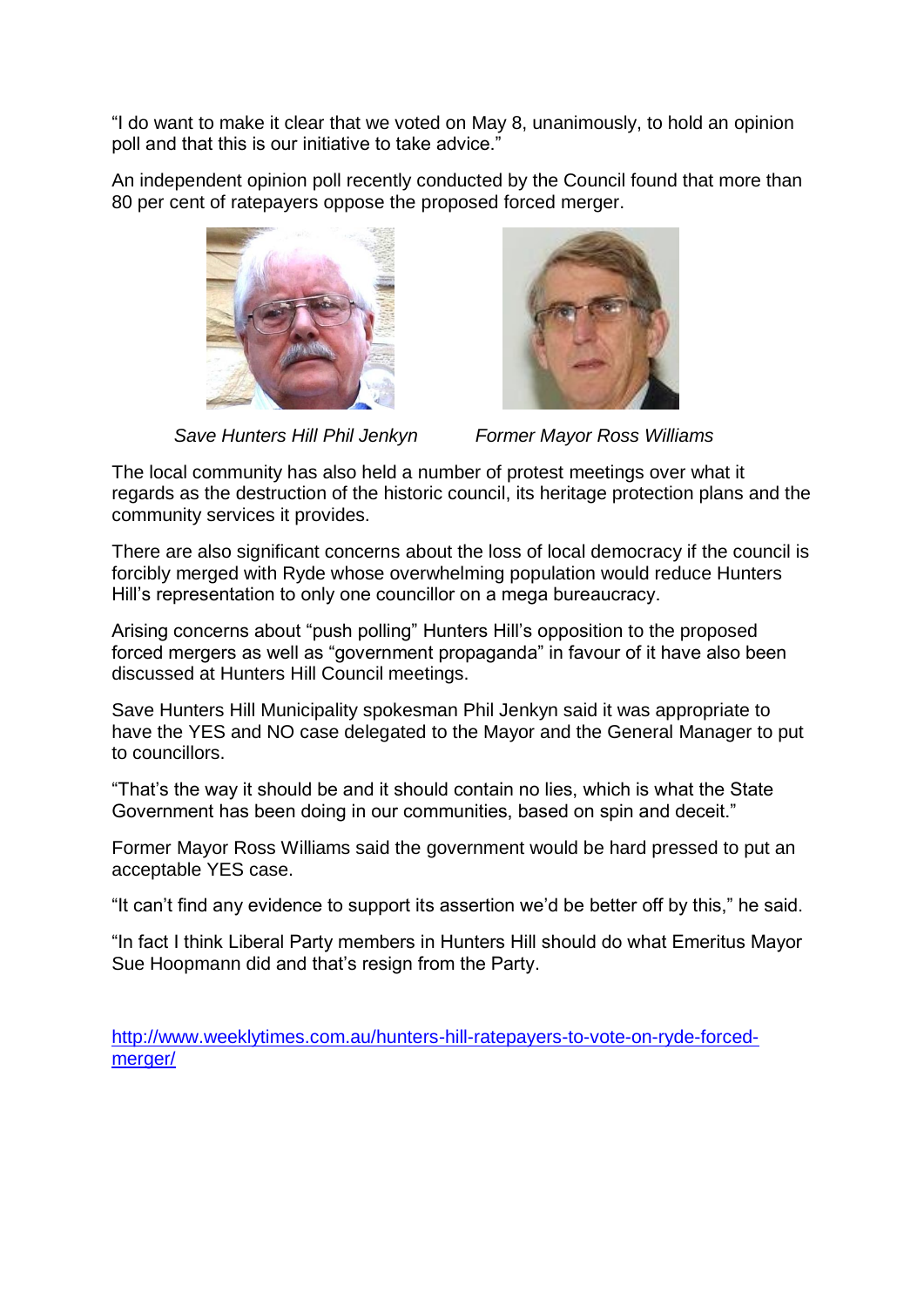"I do want to make it clear that we voted on May 8, unanimously, to hold an opinion poll and that this is our initiative to take advice."

An independent opinion poll recently conducted by the Council found that more than 80 per cent of ratepayers oppose the proposed forced merger.

*Save Hunters Hill Phil Jenkyn*

*Former Mayor Ross Williams*

The local community has also held a number of protest meetings over what it regards as the destruction of the historic council, its heritage protection plans and the community services it provides.

There are also significant concerns about the loss of local democracy if the council is forcibly merged with Ryde whose overwhelming population would reduce Hunters Hill's representation to only one councillor on a mega bureaucracy.

Arising concerns about "push polling" Hunters Hill's opposition to the proposed forced mergers as well as "government propaganda" in favour of it have also been discussed at Hunters Hill Council meetings.

Save Hunters Hill Municipality spokesman Phil Jenkyn said it was appropriate to have the YES and NO case delegated to the Mayor and the General Manager to put to councillors.

"That's the way it should be and it should contain no lies, which is what the State Government has been doing in our communities, based on spin and deceit."

Former Mayor Ross Williams said the government would be hard pressed to put an acceptable YES case.

"It can't find any evidence to support its assertion we'd be better off by this," he said.

"In fact I think Liberal Party members in Hunters Hill should do what Emeritus Mayor Sue Hoopmann did and that's resign from the Party.

[http://www.weeklytimes.com.au/hunters-hill-ratepayers-to-vote-on-ryde-forced-merger/](http://www.weeklytimes.com.au/hunters-hill-ratepayers-to-vote-on-ryde-forced-merger/)